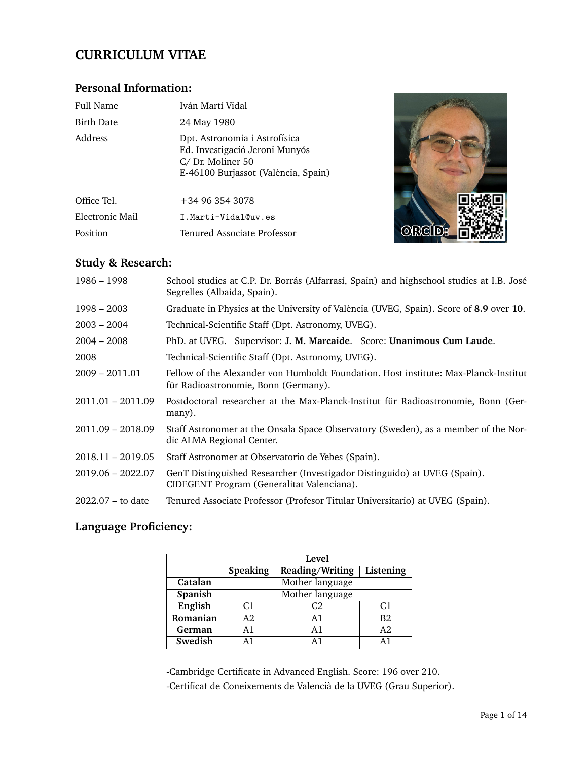# CURRICULUM VITAE

## Personal Information:

| | |
|---|---|
| Full Name | Iván Martí Vidal |
| Birth Date | 24 May 1980 |
| Address | Dpt. Astronomia i Astrofísica<br>Ed. Investigació Jeroni Munyós<br>C/ Dr. Moliner 50<br>E-46100 Burjassot (València, Spain) |
| Office Tel. | +34 96 354 3078 |
| Electronic Mail | I.Marti-Vidal@uv.es |
| Position | Tenured Associate Professor |

ORCID:

## Study & Research:

| | |
|---|---|
| 1986 – 1998 | School studies at C.P. Dr. Borrás (Alfarrasí, Spain) and highschool studies at I.B. José Segrelles (Albaida, Spain). |
| 1998 – 2003 | Graduate in Physics at the University of València (UVEG, Spain). Score of **8.9** over **10**. |
| 2003 – 2004 | Technical-Scientific Staff (Dpt. Astronomy, UVEG). |
| 2004 – 2008 | PhD. at UVEG. Supervisor: **J. M. Marcaide**. Score: **Unanimous Cum Laude**. |
| 2008 | Technical-Scientific Staff (Dpt. Astronomy, UVEG). |
| 2009 – 2011.01 | Fellow of the Alexander von Humboldt Foundation. Host institute: Max-Planck-Institut für Radioastronomie, Bonn (Germany). |
| 2011.01 – 2011.09 | Postdoctoral researcher at the Max-Planck-Institut für Radioastronomie, Bonn (Germany). |
| 2011.09 – 2018.09 | Staff Astronomer at the Onsala Space Observatory (Sweden), as a member of the Nordic ALMA Regional Center. |
| 2018.11 – 2019.05 | Staff Astronomer at Observatorio de Yebes (Spain). |
| 2019.06 – 2022.07 | GenT Distinguished Researcher (Investigador Distinguido) at UVEG (Spain).<br>CIDEGENT Program (Generalitat Valenciana). |
| 2022.07 – to date | Tenured Associate Professor (Profesor Titular Universitario) at UVEG (Spain). |

## Language Proficiency:

| | Level | | |
|---|---|---|---|
| | **Speaking** | **Reading/Writing** | **Listening** |
| **Catalan** | Mother language | | |
| **Spanish** | Mother language | | |
| **English** | C1 | C2 | C1 |
| **Romanian** | A2 | A1 | B2 |
| **German** | A1 | A1 | A2 |
| **Swedish** | A1 | A1 | A1 |

-Cambridge Certificate in Advanced English. Score: 196 over 210.

-Certificat de Coneixements de Valencià de la UVEG (Grau Superior).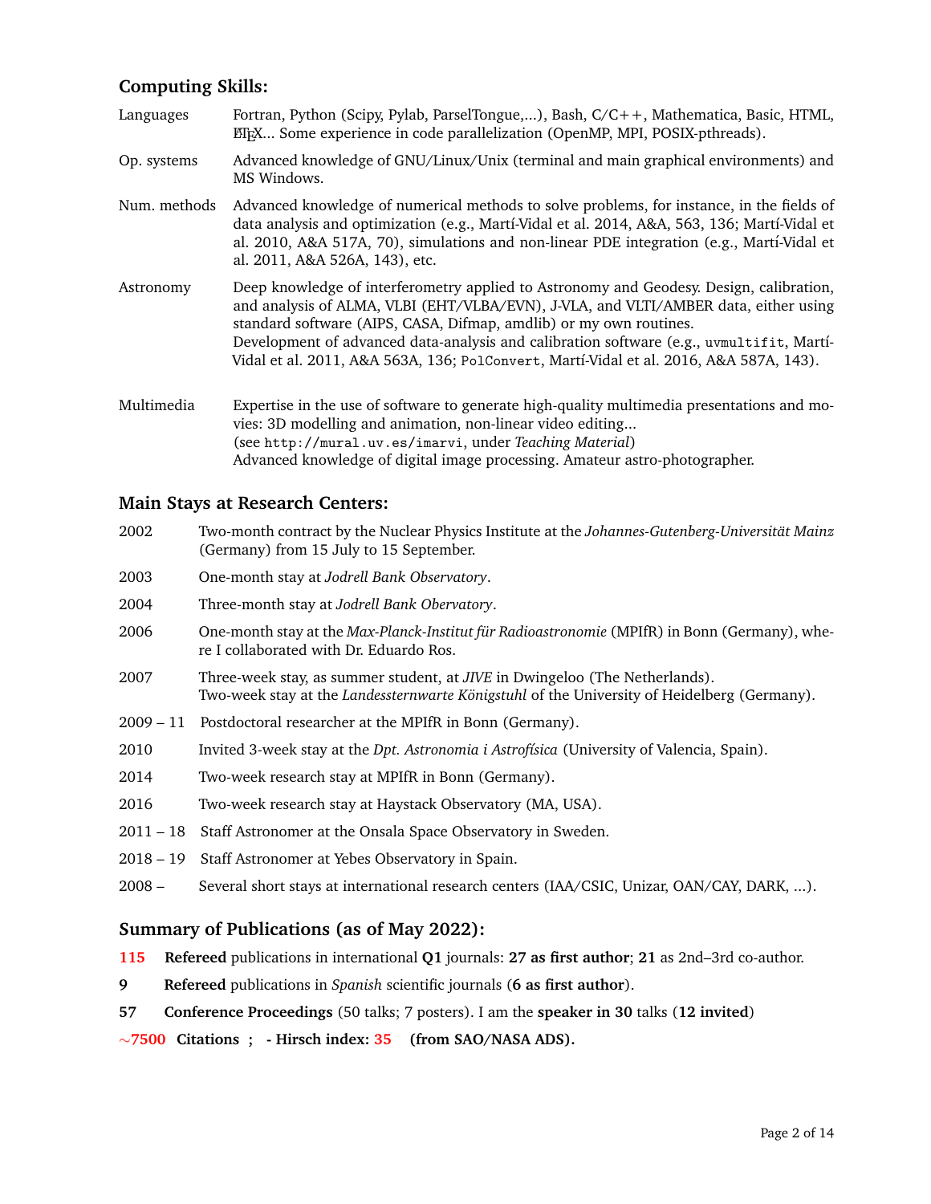## Computing Skills:

**Languages** — Fortran, Python (Scipy, Pylab, ParselTongue,...), Bash, C/C++, Mathematica, Basic, HTML, LaTeX... Some experience in code parallelization (OpenMP, MPI, POSIX-pthreads).

**Op. systems** — Advanced knowledge of GNU/Linux/Unix (terminal and main graphical environments) and MS Windows.

**Num. methods** — Advanced knowledge of numerical methods to solve problems, for instance, in the fields of data analysis and optimization (e.g., Martí-Vidal et al. 2014, A&A, 563, 136; Martí-Vidal et al. 2010, A&A 517A, 70), simulations and non-linear PDE integration (e.g., Martí-Vidal et al. 2011, A&A 526A, 143), etc.

**Astronomy** — Deep knowledge of interferometry applied to Astronomy and Geodesy. Design, calibration, and analysis of ALMA, VLBI (EHT/VLBA/EVN), J-VLA, and VLTI/AMBER data, either using standard software (AIPS, CASA, Difmap, amdlib) or my own routines.
Development of advanced data-analysis and calibration software (e.g., `uvmultifit`, Martí-Vidal et al. 2011, A&A 563A, 136; `PolConvert`, Martí-Vidal et al. 2016, A&A 587A, 143).

**Multimedia** — Expertise in the use of software to generate high-quality multimedia presentations and movies: 3D modelling and animation, non-linear video editing...
(see `http://mural.uv.es/imarvi`, under *Teaching Material*)
Advanced knowledge of digital image processing. Amateur astro-photographer.

## Main Stays at Research Centers:

- **2002** — Two-month contract by the Nuclear Physics Institute at the *Johannes-Gutenberg-Universität Mainz* (Germany) from 15 July to 15 September.
- **2003** — One-month stay at *Jodrell Bank Observatory*.
- **2004** — Three-month stay at *Jodrell Bank Obervatory*.
- **2006** — One-month stay at the *Max-Planck-Institut für Radioastronomie* (MPIfR) in Bonn (Germany), where I collaborated with Dr. Eduardo Ros.
- **2007** — Three-week stay, as summer student, at *JIVE* in Dwingeloo (The Netherlands).
  Two-week stay at the *Landessternwarte Königstuhl* of the University of Heidelberg (Germany).
- **2009 – 11** — Postdoctoral researcher at the MPIfR in Bonn (Germany).
- **2010** — Invited 3-week stay at the *Dpt. Astronomia i Astrofísica* (University of Valencia, Spain).
- **2014** — Two-week research stay at MPIfR in Bonn (Germany).
- **2016** — Two-week research stay at Haystack Observatory (MA, USA).
- **2011 – 18** — Staff Astronomer at the Onsala Space Observatory in Sweden.
- **2018 – 19** — Staff Astronomer at Yebes Observatory in Spain.
- **2008 –** — Several short stays at international research centers (IAA/CSIC, Unizar, OAN/CAY, DARK, ...).

## Summary of Publications (as of May 2022):

- **115** — **Refereed** publications in international **Q1** journals: **27 as first author**; **21** as 2nd–3rd co-author.
- **9** — **Refereed** publications in *Spanish* scientific journals (**6 as first author**).
- **57** — **Conference Proceedings** (50 talks; 7 posters). I am the **speaker in 30** talks (**12 invited**)

**∼7500 Citations ; - Hirsch index: 35 (from SAO/NASA ADS).**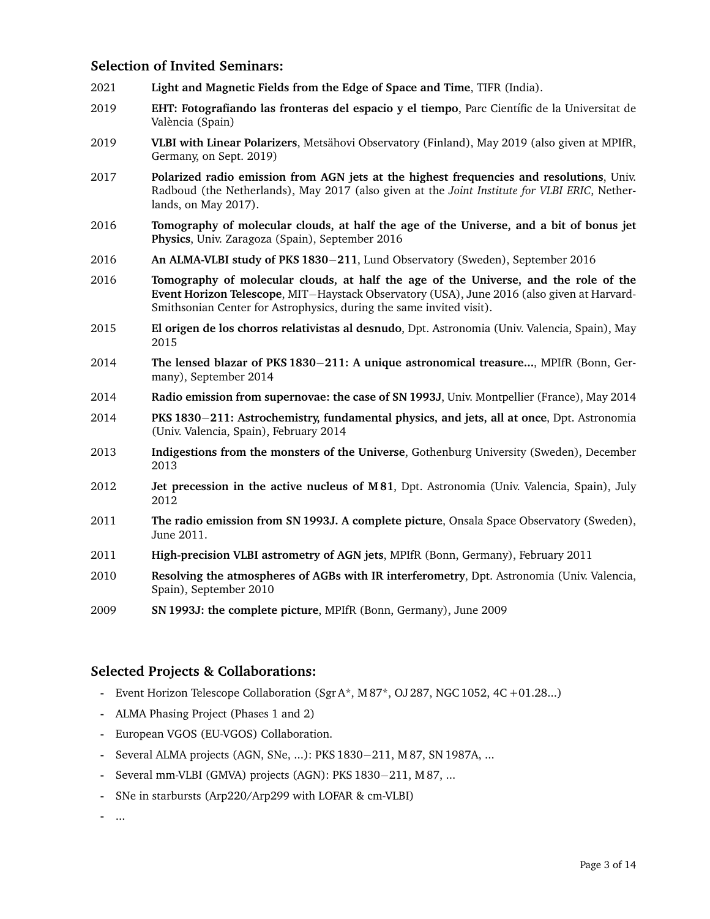## Selection of Invited Seminars:

2021 **Light and Magnetic Fields from the Edge of Space and Time**, TIFR (India).

2019 **EHT: Fotografiando las fronteras del espacio y el tiempo**, Parc Científic de la Universitat de València (Spain)

2019 **VLBI with Linear Polarizers**, Metsähovi Observatory (Finland), May 2019 (also given at MPIfR, Germany, on Sept. 2019)

2017 **Polarized radio emission from AGN jets at the highest frequencies and resolutions**, Univ. Radboud (the Netherlands), May 2017 (also given at the *Joint Institute for VLBI ERIC*, Netherlands, on May 2017).

2016 **Tomography of molecular clouds, at half the age of the Universe, and a bit of bonus jet Physics**, Univ. Zaragoza (Spain), September 2016

2016 **An ALMA-VLBI study of PKS 1830−211**, Lund Observatory (Sweden), September 2016

2016 **Tomography of molecular clouds, at half the age of the Universe, and the role of the Event Horizon Telescope**, MIT−Haystack Observatory (USA), June 2016 (also given at Harvard-Smithsonian Center for Astrophysics, during the same invited visit).

2015 **El origen de los chorros relativistas al desnudo**, Dpt. Astronomia (Univ. Valencia, Spain), May 2015

2014 **The lensed blazar of PKS 1830−211: A unique astronomical treasure...**, MPIfR (Bonn, Germany), September 2014

2014 **Radio emission from supernovae: the case of SN 1993J**, Univ. Montpellier (France), May 2014

2014 **PKS 1830−211: Astrochemistry, fundamental physics, and jets, all at once**, Dpt. Astronomia (Univ. Valencia, Spain), February 2014

2013 **Indigestions from the monsters of the Universe**, Gothenburg University (Sweden), December 2013

2012 **Jet precession in the active nucleus of M 81**, Dpt. Astronomia (Univ. Valencia, Spain), July 2012

2011 **The radio emission from SN 1993J. A complete picture**, Onsala Space Observatory (Sweden), June 2011.

2011 **High-precision VLBI astrometry of AGN jets**, MPIfR (Bonn, Germany), February 2011

2010 **Resolving the atmospheres of AGBs with IR interferometry**, Dpt. Astronomia (Univ. Valencia, Spain), September 2010

2009 **SN 1993J: the complete picture**, MPIfR (Bonn, Germany), June 2009

## Selected Projects & Collaborations:

- Event Horizon Telescope Collaboration (Sgr A*, M 87*, OJ 287, NGC 1052, 4C +01.28...)
- ALMA Phasing Project (Phases 1 and 2)
- European VGOS (EU-VGOS) Collaboration.
- Several ALMA projects (AGN, SNe, ...): PKS 1830−211, M 87, SN 1987A, ...
- Several mm-VLBI (GMVA) projects (AGN): PKS 1830−211, M 87, ...
- SNe in starbursts (Arp220/Arp299 with LOFAR & cm-VLBI)
- ...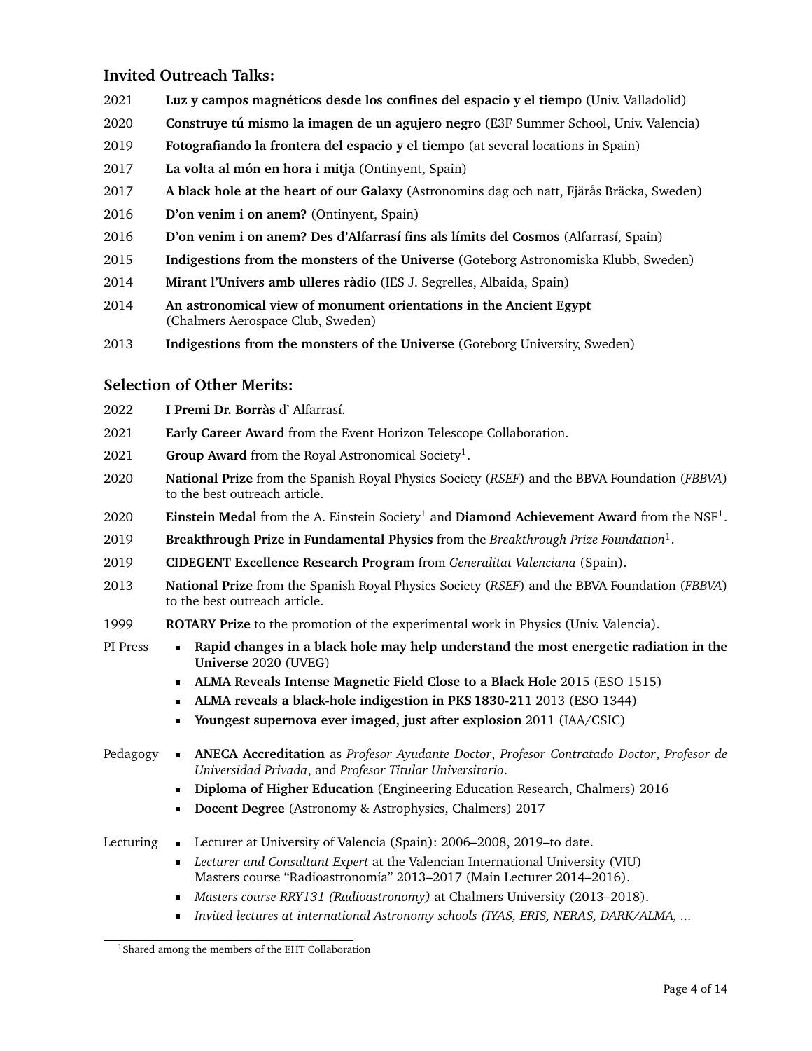### Invited Outreach Talks:

2021 **Luz y campos magnéticos desde los confines del espacio y el tiempo** (Univ. Valladolid)

2020 **Construye tú mismo la imagen de un agujero negro** (E3F Summer School, Univ. Valencia)

2019 **Fotografiando la frontera del espacio y el tiempo** (at several locations in Spain)

2017 **La volta al món en hora i mitja** (Ontinyent, Spain)

2017 **A black hole at the heart of our Galaxy** (Astronomins dag och natt, Fjärås Bräcka, Sweden)

2016 **D'on venim i on anem?** (Ontinyent, Spain)

2016 **D'on venim i on anem? Des d'Alfarrasí fins als límits del Cosmos** (Alfarrasí, Spain)

2015 **Indigestions from the monsters of the Universe** (Goteborg Astronomiska Klubb, Sweden)

2014 **Mirant l'Univers amb ulleres ràdio** (IES J. Segrelles, Albaida, Spain)

2014 **An astronomical view of monument orientations in the Ancient Egypt** (Chalmers Aerospace Club, Sweden)

2013 **Indigestions from the monsters of the Universe** (Goteborg University, Sweden)

### Selection of Other Merits:

2022 **I Premi Dr. Borràs** d' Alfarrasí.

2021 **Early Career Award** from the Event Horizon Telescope Collaboration.

2021 **Group Award** from the Royal Astronomical Society[1].

2020 **National Prize** from the Spanish Royal Physics Society (*RSEF*) and the BBVA Foundation (*FBBVA*) to the best outreach article.

2020 **Einstein Medal** from the A. Einstein Society[1] and **Diamond Achievement Award** from the NSF[1].

2019 **Breakthrough Prize in Fundamental Physics** from the *Breakthrough Prize Foundation*[1].

2019 **CIDEGENT Excellence Research Program** from *Generalitat Valenciana* (Spain).

2013 **National Prize** from the Spanish Royal Physics Society (*RSEF*) and the BBVA Foundation (*FBBVA*) to the best outreach article.

1999 **ROTARY Prize** to the promotion of the experimental work in Physics (Univ. Valencia).

PI Press
- **Rapid changes in a black hole may help understand the most energetic radiation in the Universe** 2020 (UVEG)
- **ALMA Reveals Intense Magnetic Field Close to a Black Hole** 2015 (ESO 1515)
- **ALMA reveals a black-hole indigestion in PKS 1830-211** 2013 (ESO 1344)
- **Youngest supernova ever imaged, just after explosion** 2011 (IAA/CSIC)

Pedagogy
- **ANECA Accreditation** as *Profesor Ayudante Doctor*, *Profesor Contratado Doctor*, *Profesor de Universidad Privada*, and *Profesor Titular Universitario*.
- **Diploma of Higher Education** (Engineering Education Research, Chalmers) 2016
- **Docent Degree** (Astronomy & Astrophysics, Chalmers) 2017

Lecturing
- Lecturer at University of Valencia (Spain): 2006–2008, 2019–to date.
- *Lecturer and Consultant Expert* at the Valencian International University (VIU) Masters course "Radioastronomía" 2013–2017 (Main Lecturer 2014–2016).
- *Masters course RRY131 (Radioastronomy)* at Chalmers University (2013–2018).
- *Invited lectures at international Astronomy schools (IYAS, ERIS, NERAS, DARK/ALMA, ...*

[1] Shared among the members of the EHT Collaboration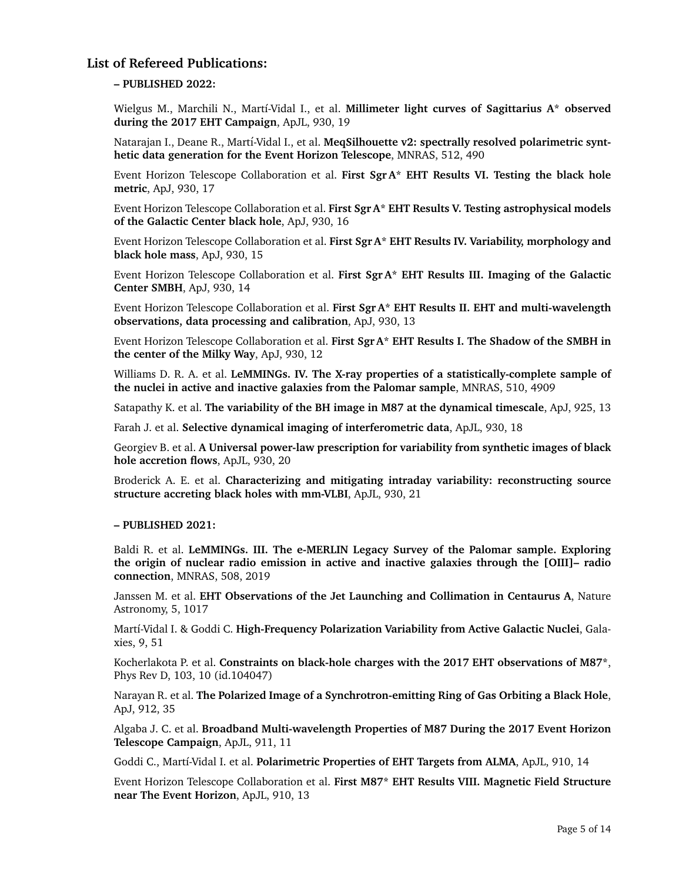## List of Refereed Publications:

**– PUBLISHED 2022:**

Wielgus M., Marchili N., Martí-Vidal I., et al. **Millimeter light curves of Sagittarius A\* observed during the 2017 EHT Campaign**, ApJL, 930, 19

Natarajan I., Deane R., Martí-Vidal I., et al. **MeqSilhouette v2: spectrally resolved polarimetric synthetic data generation for the Event Horizon Telescope**, MNRAS, 512, 490

Event Horizon Telescope Collaboration et al. **First Sgr A\* EHT Results VI. Testing the black hole metric**, ApJ, 930, 17

Event Horizon Telescope Collaboration et al. **First Sgr A\* EHT Results V. Testing astrophysical models of the Galactic Center black hole**, ApJ, 930, 16

Event Horizon Telescope Collaboration et al. **First Sgr A\* EHT Results IV. Variability, morphology and black hole mass**, ApJ, 930, 15

Event Horizon Telescope Collaboration et al. **First Sgr A\* EHT Results III. Imaging of the Galactic Center SMBH**, ApJ, 930, 14

Event Horizon Telescope Collaboration et al. **First Sgr A\* EHT Results II. EHT and multi-wavelength observations, data processing and calibration**, ApJ, 930, 13

Event Horizon Telescope Collaboration et al. **First Sgr A\* EHT Results I. The Shadow of the SMBH in the center of the Milky Way**, ApJ, 930, 12

Williams D. R. A. et al. **LeMMINGs. IV. The X-ray properties of a statistically-complete sample of the nuclei in active and inactive galaxies from the Palomar sample**, MNRAS, 510, 4909

Satapathy K. et al. **The variability of the BH image in M87 at the dynamical timescale**, ApJ, 925, 13

Farah J. et al. **Selective dynamical imaging of interferometric data**, ApJL, 930, 18

Georgiev B. et al. **A Universal power-law prescription for variability from synthetic images of black hole accretion flows**, ApJL, 930, 20

Broderick A. E. et al. **Characterizing and mitigating intraday variability: reconstructing source structure accreting black holes with mm-VLBI**, ApJL, 930, 21

**– PUBLISHED 2021:**

Baldi R. et al. **LeMMINGs. III. The e-MERLIN Legacy Survey of the Palomar sample. Exploring the origin of nuclear radio emission in active and inactive galaxies through the [OIII]– radio connection**, MNRAS, 508, 2019

Janssen M. et al. **EHT Observations of the Jet Launching and Collimation in Centaurus A**, Nature Astronomy, 5, 1017

Martí-Vidal I. & Goddi C. **High-Frequency Polarization Variability from Active Galactic Nuclei**, Galaxies, 9, 51

Kocherlakota P. et al. **Constraints on black-hole charges with the 2017 EHT observations of M87\***, Phys Rev D, 103, 10 (id.104047)

Narayan R. et al. **The Polarized Image of a Synchrotron-emitting Ring of Gas Orbiting a Black Hole**, ApJ, 912, 35

Algaba J. C. et al. **Broadband Multi-wavelength Properties of M87 During the 2017 Event Horizon Telescope Campaign**, ApJL, 911, 11

Goddi C., Martí-Vidal I. et al. **Polarimetric Properties of EHT Targets from ALMA**, ApJL, 910, 14

Event Horizon Telescope Collaboration et al. **First M87\* EHT Results VIII. Magnetic Field Structure near The Event Horizon**, ApJL, 910, 13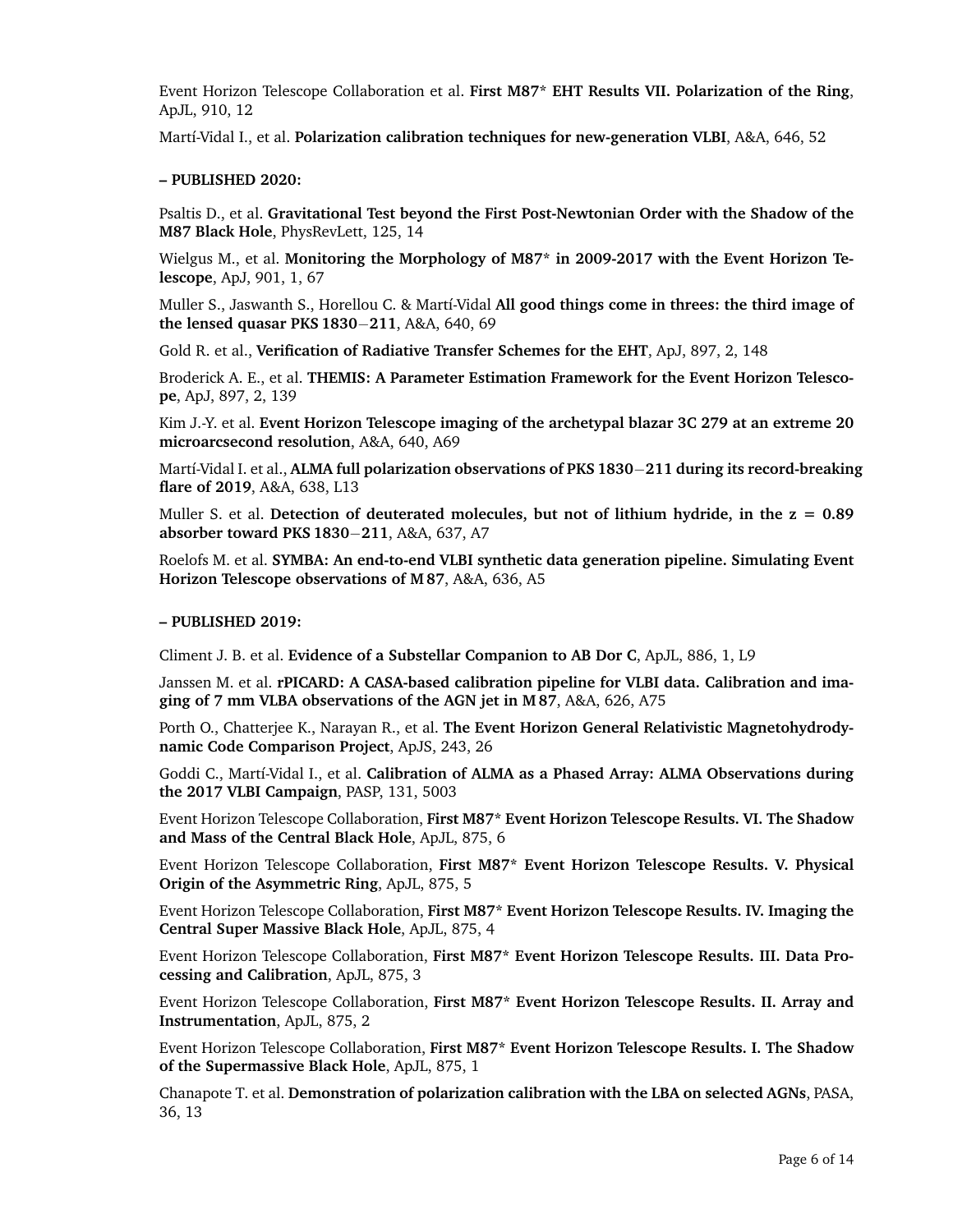Event Horizon Telescope Collaboration et al. **First M87* EHT Results VII. Polarization of the Ring**, ApJL, 910, 12

Martí-Vidal I., et al. **Polarization calibration techniques for new-generation VLBI**, A&A, 646, 52

**– PUBLISHED 2020:**

Psaltis D., et al. **Gravitational Test beyond the First Post-Newtonian Order with the Shadow of the M87 Black Hole**, PhysRevLett, 125, 14

Wielgus M., et al. **Monitoring the Morphology of M87* in 2009-2017 with the Event Horizon Telescope**, ApJ, 901, 1, 67

Muller S., Jaswanth S., Horellou C. & Martí-Vidal **All good things come in threes: the third image of the lensed quasar PKS 1830−211**, A&A, 640, 69

Gold R. et al., **Verification of Radiative Transfer Schemes for the EHT**, ApJ, 897, 2, 148

Broderick A. E., et al. **THEMIS: A Parameter Estimation Framework for the Event Horizon Telescope**, ApJ, 897, 2, 139

Kim J.-Y. et al. **Event Horizon Telescope imaging of the archetypal blazar 3C 279 at an extreme 20 microarcsecond resolution**, A&A, 640, A69

Martí-Vidal I. et al., **ALMA full polarization observations of PKS 1830−211 during its record-breaking flare of 2019**, A&A, 638, L13

Muller S. et al. **Detection of deuterated molecules, but not of lithium hydride, in the z = 0.89 absorber toward PKS 1830−211**, A&A, 637, A7

Roelofs M. et al. **SYMBA: An end-to-end VLBI synthetic data generation pipeline. Simulating Event Horizon Telescope observations of M 87**, A&A, 636, A5

**– PUBLISHED 2019:**

Climent J. B. et al. **Evidence of a Substellar Companion to AB Dor C**, ApJL, 886, 1, L9

Janssen M. et al. **rPICARD: A CASA-based calibration pipeline for VLBI data. Calibration and imaging of 7 mm VLBA observations of the AGN jet in M 87**, A&A, 626, A75

Porth O., Chatterjee K., Narayan R., et al. **The Event Horizon General Relativistic Magnetohydrodynamic Code Comparison Project**, ApJS, 243, 26

Goddi C., Martí-Vidal I., et al. **Calibration of ALMA as a Phased Array: ALMA Observations during the 2017 VLBI Campaign**, PASP, 131, 5003

Event Horizon Telescope Collaboration, **First M87* Event Horizon Telescope Results. VI. The Shadow and Mass of the Central Black Hole**, ApJL, 875, 6

Event Horizon Telescope Collaboration, **First M87* Event Horizon Telescope Results. V. Physical Origin of the Asymmetric Ring**, ApJL, 875, 5

Event Horizon Telescope Collaboration, **First M87* Event Horizon Telescope Results. IV. Imaging the Central Super Massive Black Hole**, ApJL, 875, 4

Event Horizon Telescope Collaboration, **First M87* Event Horizon Telescope Results. III. Data Processing and Calibration**, ApJL, 875, 3

Event Horizon Telescope Collaboration, **First M87* Event Horizon Telescope Results. II. Array and Instrumentation**, ApJL, 875, 2

Event Horizon Telescope Collaboration, **First M87* Event Horizon Telescope Results. I. The Shadow of the Supermassive Black Hole**, ApJL, 875, 1

Chanapote T. et al. **Demonstration of polarization calibration with the LBA on selected AGNs**, PASA, 36, 13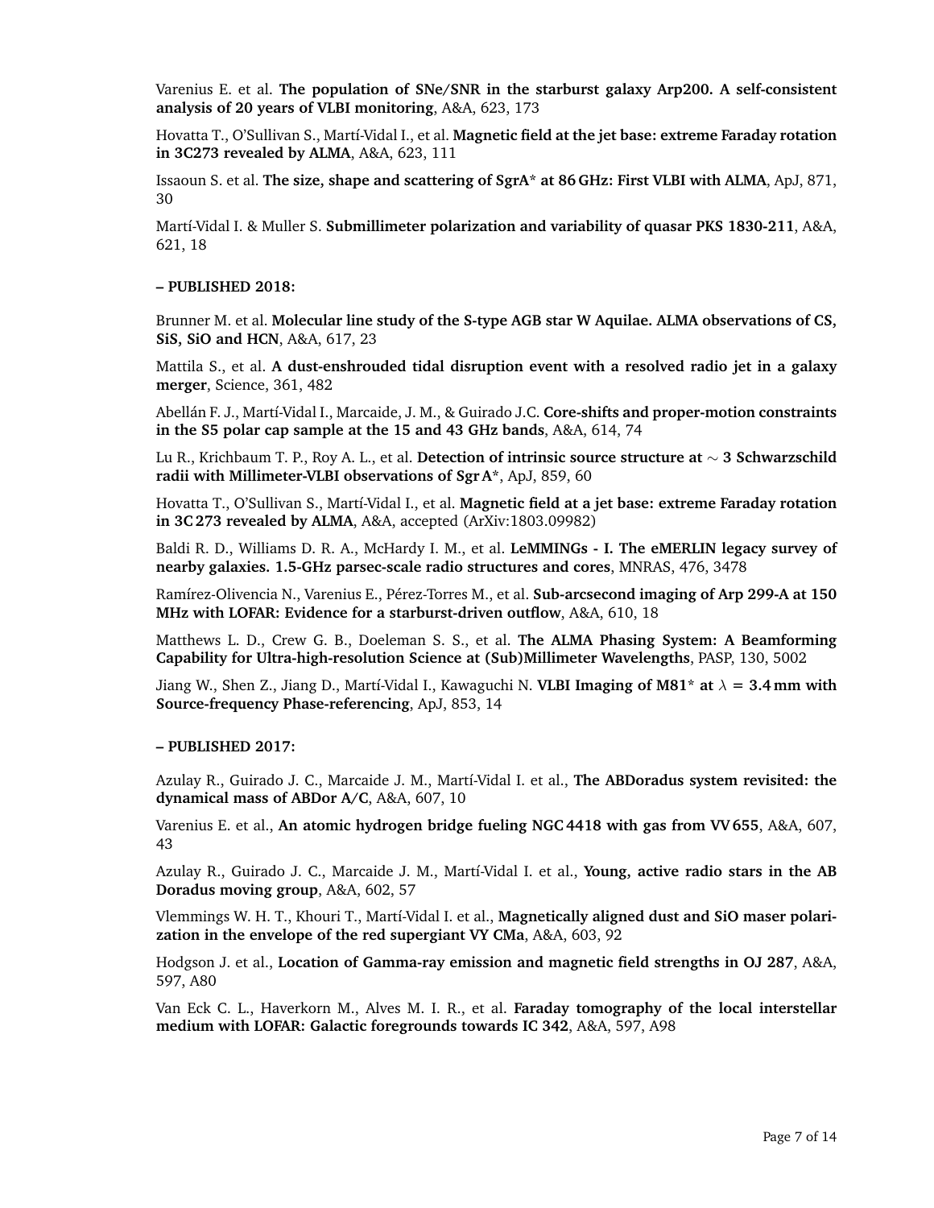Varenius E. et al. **The population of SNe/SNR in the starburst galaxy Arp200. A self-consistent analysis of 20 years of VLBI monitoring**, A&A, 623, 173

Hovatta T., O'Sullivan S., Martí-Vidal I., et al. **Magnetic field at the jet base: extreme Faraday rotation in 3C273 revealed by ALMA**, A&A, 623, 111

Issaoun S. et al. **The size, shape and scattering of SgrA* at 86 GHz: First VLBI with ALMA**, ApJ, 871, 30

Martí-Vidal I. & Muller S. **Submillimeter polarization and variability of quasar PKS 1830-211**, A&A, 621, 18

**– PUBLISHED 2018:**

Brunner M. et al. **Molecular line study of the S-type AGB star W Aquilae. ALMA observations of CS, SiS, SiO and HCN**, A&A, 617, 23

Mattila S., et al. **A dust-enshrouded tidal disruption event with a resolved radio jet in a galaxy merger**, Science, 361, 482

Abellán F. J., Martí-Vidal I., Marcaide, J. M., & Guirado J.C. **Core-shifts and proper-motion constraints in the S5 polar cap sample at the 15 and 43 GHz bands**, A&A, 614, 74

Lu R., Krichbaum T. P., Roy A. L., et al. **Detection of intrinsic source structure at $\sim$ 3 Schwarzschild radii with Millimeter-VLBI observations of Sgr A***, ApJ, 859, 60

Hovatta T., O'Sullivan S., Martí-Vidal I., et al. **Magnetic field at a jet base: extreme Faraday rotation in 3C 273 revealed by ALMA**, A&A, accepted (ArXiv:1803.09982)

Baldi R. D., Williams D. R. A., McHardy I. M., et al. **LeMMINGs - I. The eMERLIN legacy survey of nearby galaxies. 1.5-GHz parsec-scale radio structures and cores**, MNRAS, 476, 3478

Ramírez-Olivencia N., Varenius E., Pérez-Torres M., et al. **Sub-arcsecond imaging of Arp 299-A at 150 MHz with LOFAR: Evidence for a starburst-driven outflow**, A&A, 610, 18

Matthews L. D., Crew G. B., Doeleman S. S., et al. **The ALMA Phasing System: A Beamforming Capability for Ultra-high-resolution Science at (Sub)Millimeter Wavelengths**, PASP, 130, 5002

Jiang W., Shen Z., Jiang D., Martí-Vidal I., Kawaguchi N. **VLBI Imaging of M81* at $\lambda = 3.4$ mm with Source-frequency Phase-referencing**, ApJ, 853, 14

**– PUBLISHED 2017:**

Azulay R., Guirado J. C., Marcaide J. M., Martí-Vidal I. et al., **The ABDoradus system revisited: the dynamical mass of ABDor A/C**, A&A, 607, 10

Varenius E. et al., **An atomic hydrogen bridge fueling NGC 4418 with gas from VV 655**, A&A, 607, 43

Azulay R., Guirado J. C., Marcaide J. M., Martí-Vidal I. et al., **Young, active radio stars in the AB Doradus moving group**, A&A, 602, 57

Vlemmings W. H. T., Khouri T., Martí-Vidal I. et al., **Magnetically aligned dust and SiO maser polarization in the envelope of the red supergiant VY CMa**, A&A, 603, 92

Hodgson J. et al., **Location of Gamma-ray emission and magnetic field strengths in OJ 287**, A&A, 597, A80

Van Eck C. L., Haverkorn M., Alves M. I. R., et al. **Faraday tomography of the local interstellar medium with LOFAR: Galactic foregrounds towards IC 342**, A&A, 597, A98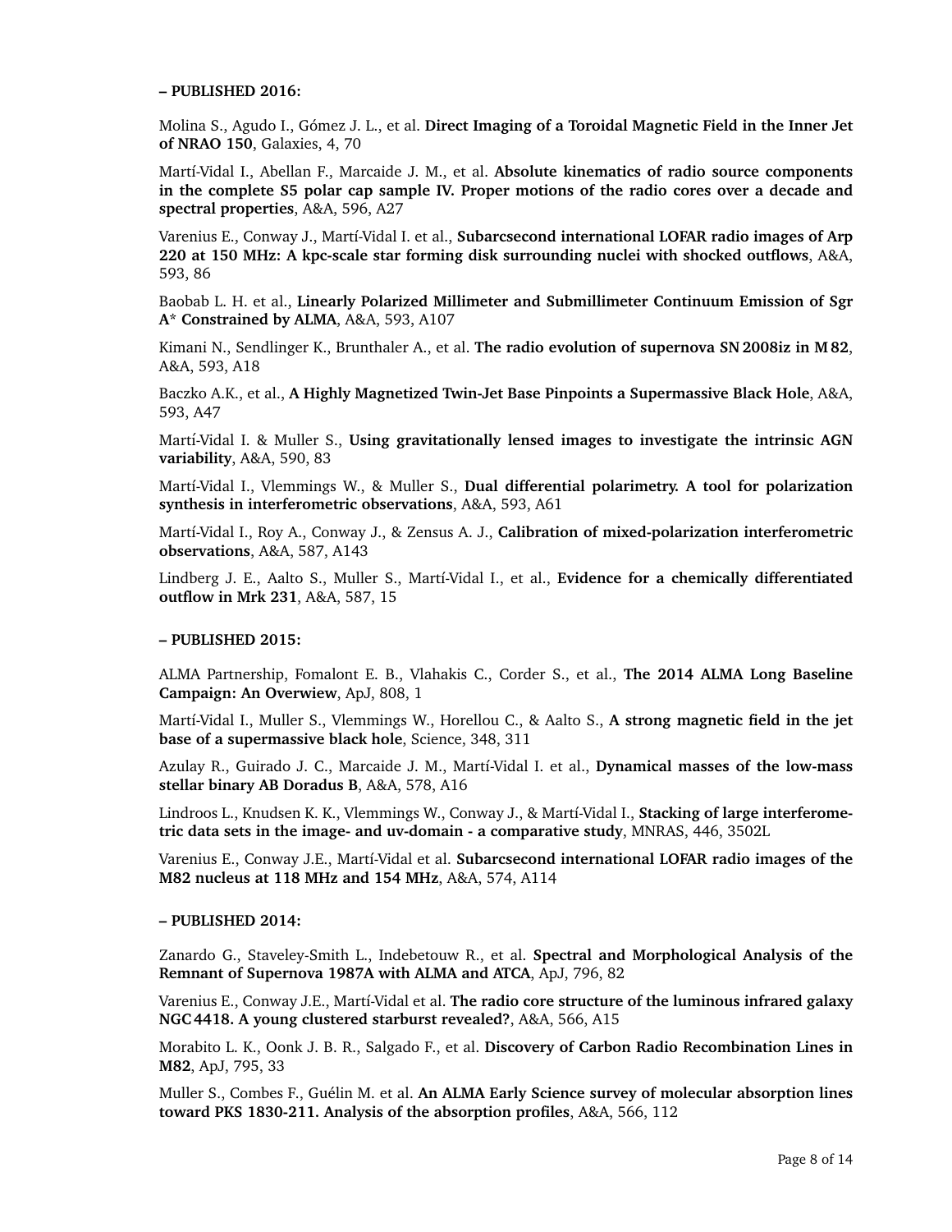**– PUBLISHED 2016:**

Molina S., Agudo I., Gómez J. L., et al. **Direct Imaging of a Toroidal Magnetic Field in the Inner Jet of NRAO 150**, Galaxies, 4, 70

Martí-Vidal I., Abellan F., Marcaide J. M., et al. **Absolute kinematics of radio source components in the complete S5 polar cap sample IV. Proper motions of the radio cores over a decade and spectral properties**, A&A, 596, A27

Varenius E., Conway J., Martí-Vidal I. et al., **Subarcsecond international LOFAR radio images of Arp 220 at 150 MHz: A kpc-scale star forming disk surrounding nuclei with shocked outflows**, A&A, 593, 86

Baobab L. H. et al., **Linearly Polarized Millimeter and Submillimeter Continuum Emission of Sgr A* Constrained by ALMA**, A&A, 593, A107

Kimani N., Sendlinger K., Brunthaler A., et al. **The radio evolution of supernova SN 2008iz in M 82**, A&A, 593, A18

Baczko A.K., et al., **A Highly Magnetized Twin-Jet Base Pinpoints a Supermassive Black Hole**, A&A, 593, A47

Martí-Vidal I. & Muller S., **Using gravitationally lensed images to investigate the intrinsic AGN variability**, A&A, 590, 83

Martí-Vidal I., Vlemmings W., & Muller S., **Dual differential polarimetry. A tool for polarization synthesis in interferometric observations**, A&A, 593, A61

Martí-Vidal I., Roy A., Conway J., & Zensus A. J., **Calibration of mixed-polarization interferometric observations**, A&A, 587, A143

Lindberg J. E., Aalto S., Muller S., Martí-Vidal I., et al., **Evidence for a chemically differentiated outflow in Mrk 231**, A&A, 587, 15

**– PUBLISHED 2015:**

ALMA Partnership, Fomalont E. B., Vlahakis C., Corder S., et al., **The 2014 ALMA Long Baseline Campaign: An Overwiew**, ApJ, 808, 1

Martí-Vidal I., Muller S., Vlemmings W., Horellou C., & Aalto S., **A strong magnetic field in the jet base of a supermassive black hole**, Science, 348, 311

Azulay R., Guirado J. C., Marcaide J. M., Martí-Vidal I. et al., **Dynamical masses of the low-mass stellar binary AB Doradus B**, A&A, 578, A16

Lindroos L., Knudsen K. K., Vlemmings W., Conway J., & Martí-Vidal I., **Stacking of large interferometric data sets in the image- and uv-domain - a comparative study**, MNRAS, 446, 3502L

Varenius E., Conway J.E., Martí-Vidal et al. **Subarcsecond international LOFAR radio images of the M82 nucleus at 118 MHz and 154 MHz**, A&A, 574, A114

**– PUBLISHED 2014:**

Zanardo G., Staveley-Smith L., Indebetouw R., et al. **Spectral and Morphological Analysis of the Remnant of Supernova 1987A with ALMA and ATCA**, ApJ, 796, 82

Varenius E., Conway J.E., Martí-Vidal et al. **The radio core structure of the luminous infrared galaxy NGC 4418. A young clustered starburst revealed?**, A&A, 566, A15

Morabito L. K., Oonk J. B. R., Salgado F., et al. **Discovery of Carbon Radio Recombination Lines in M82**, ApJ, 795, 33

Muller S., Combes F., Guélin M. et al. **An ALMA Early Science survey of molecular absorption lines toward PKS 1830-211. Analysis of the absorption profiles**, A&A, 566, 112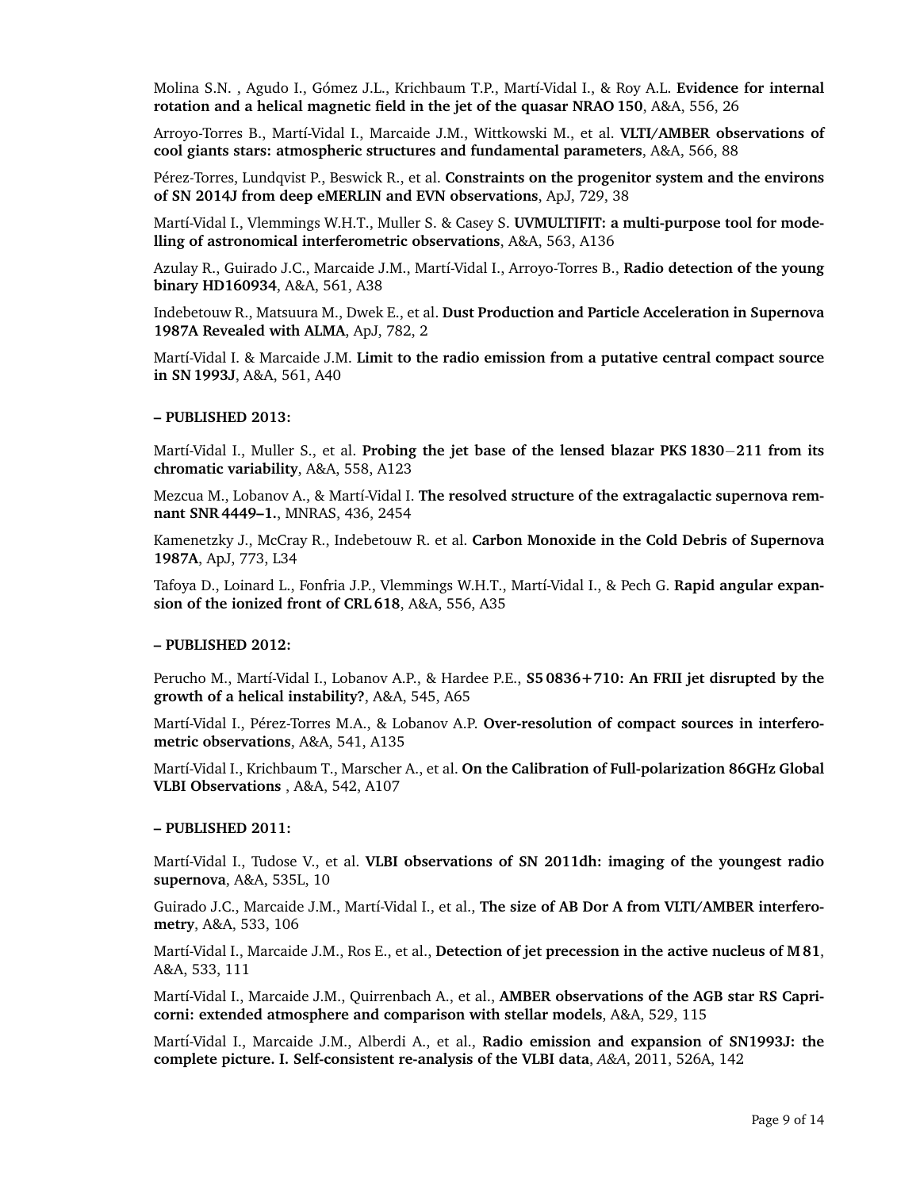Molina S.N. , Agudo I., Gómez J.L., Krichbaum T.P., Martí-Vidal I., & Roy A.L. **Evidence for internal rotation and a helical magnetic field in the jet of the quasar NRAO 150**, A&A, 556, 26

Arroyo-Torres B., Martí-Vidal I., Marcaide J.M., Wittkowski M., et al. **VLTI/AMBER observations of cool giants stars: atmospheric structures and fundamental parameters**, A&A, 566, 88

Pérez-Torres, Lundqvist P., Beswick R., et al. **Constraints on the progenitor system and the environs of SN 2014J from deep eMERLIN and EVN observations**, ApJ, 729, 38

Martí-Vidal I., Vlemmings W.H.T., Muller S. & Casey S. **UVMULTIFIT: a multi-purpose tool for modelling of astronomical interferometric observations**, A&A, 563, A136

Azulay R., Guirado J.C., Marcaide J.M., Martí-Vidal I., Arroyo-Torres B., **Radio detection of the young binary HD160934**, A&A, 561, A38

Indebetouw R., Matsuura M., Dwek E., et al. **Dust Production and Particle Acceleration in Supernova 1987A Revealed with ALMA**, ApJ, 782, 2

Martí-Vidal I. & Marcaide J.M. **Limit to the radio emission from a putative central compact source in SN 1993J**, A&A, 561, A40

**– PUBLISHED 2013:**

Martí-Vidal I., Muller S., et al. **Probing the jet base of the lensed blazar PKS 1830−211 from its chromatic variability**, A&A, 558, A123

Mezcua M., Lobanov A., & Martí-Vidal I. **The resolved structure of the extragalactic supernova remnant SNR 4449–1.**, MNRAS, 436, 2454

Kamenetzky J., McCray R., Indebetouw R. et al. **Carbon Monoxide in the Cold Debris of Supernova 1987A**, ApJ, 773, L34

Tafoya D., Loinard L., Fonfria J.P., Vlemmings W.H.T., Martí-Vidal I., & Pech G. **Rapid angular expansion of the ionized front of CRL 618**, A&A, 556, A35

**– PUBLISHED 2012:**

Perucho M., Martí-Vidal I., Lobanov A.P., & Hardee P.E., **S5 0836+710: An FRII jet disrupted by the growth of a helical instability?**, A&A, 545, A65

Martí-Vidal I., Pérez-Torres M.A., & Lobanov A.P. **Over-resolution of compact sources in interferometric observations**, A&A, 541, A135

Martí-Vidal I., Krichbaum T., Marscher A., et al. **On the Calibration of Full-polarization 86GHz Global VLBI Observations** , A&A, 542, A107

**– PUBLISHED 2011:**

Martí-Vidal I., Tudose V., et al. **VLBI observations of SN 2011dh: imaging of the youngest radio supernova**, A&A, 535L, 10

Guirado J.C., Marcaide J.M., Martí-Vidal I., et al., **The size of AB Dor A from VLTI/AMBER interferometry**, A&A, 533, 106

Martí-Vidal I., Marcaide J.M., Ros E., et al., **Detection of jet precession in the active nucleus of M 81**, A&A, 533, 111

Martí-Vidal I., Marcaide J.M., Quirrenbach A., et al., **AMBER observations of the AGB star RS Capricorni: extended atmosphere and comparison with stellar models**, A&A, 529, 115

Martí-Vidal I., Marcaide J.M., Alberdi A., et al., **Radio emission and expansion of SN1993J: the complete picture. I. Self-consistent re-analysis of the VLBI data**, *A&A*, 2011, 526A, 142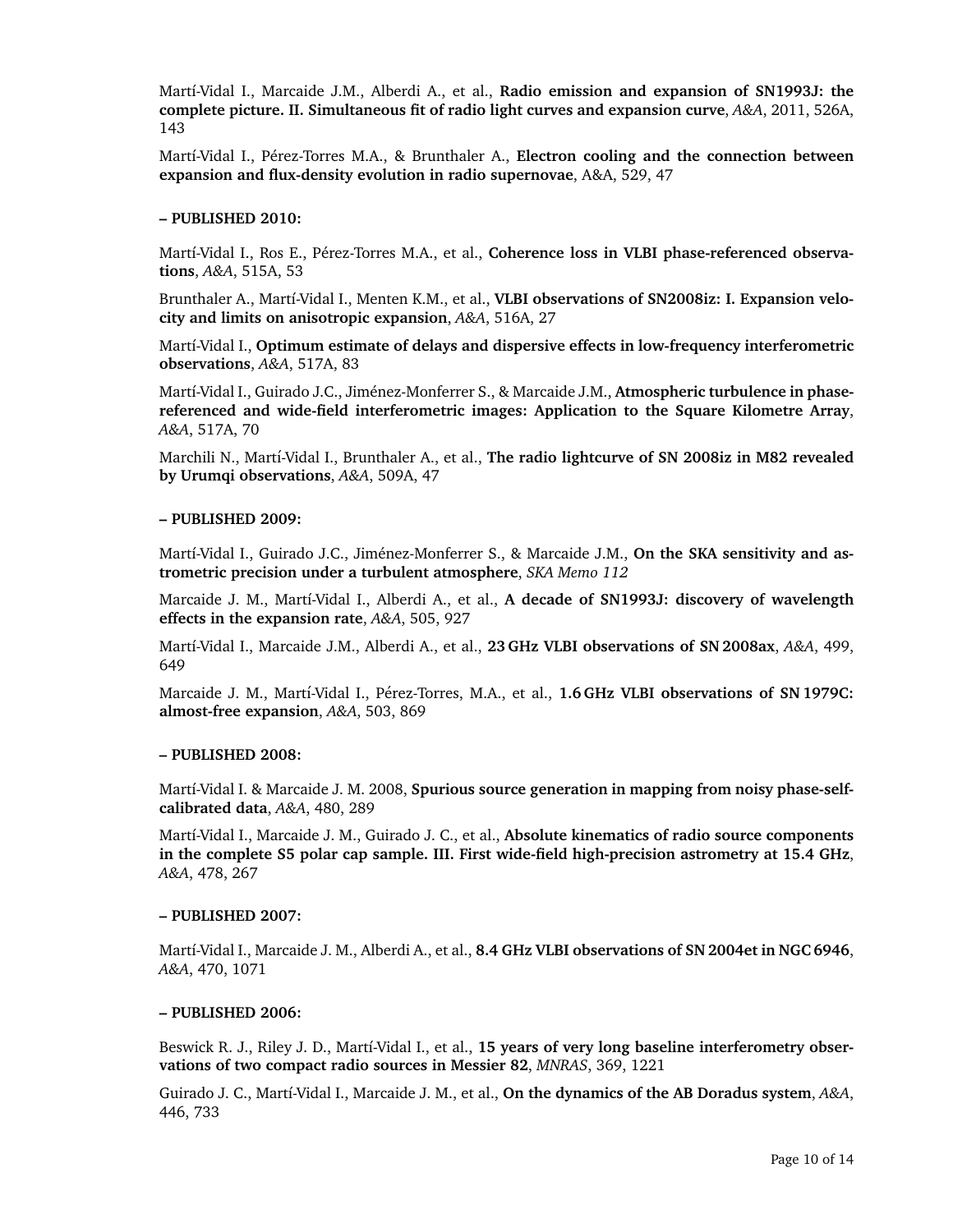Martí-Vidal I., Marcaide J.M., Alberdi A., et al., **Radio emission and expansion of SN1993J: the complete picture. II. Simultaneous fit of radio light curves and expansion curve**, *A&A*, 2011, 526A, 143

Martí-Vidal I., Pérez-Torres M.A., & Brunthaler A., **Electron cooling and the connection between expansion and flux-density evolution in radio supernovae**, A&A, 529, 47

**– PUBLISHED 2010:**

Martí-Vidal I., Ros E., Pérez-Torres M.A., et al., **Coherence loss in VLBI phase-referenced observations**, *A&A*, 515A, 53

Brunthaler A., Martí-Vidal I., Menten K.M., et al., **VLBI observations of SN2008iz: I. Expansion velocity and limits on anisotropic expansion**, *A&A*, 516A, 27

Martí-Vidal I., **Optimum estimate of delays and dispersive effects in low-frequency interferometric observations**, *A&A*, 517A, 83

Martí-Vidal I., Guirado J.C., Jiménez-Monferrer S., & Marcaide J.M., **Atmospheric turbulence in phase-referenced and wide-field interferometric images: Application to the Square Kilometre Array**, *A&A*, 517A, 70

Marchili N., Martí-Vidal I., Brunthaler A., et al., **The radio lightcurve of SN 2008iz in M82 revealed by Urumqi observations**, *A&A*, 509A, 47

**– PUBLISHED 2009:**

Martí-Vidal I., Guirado J.C., Jiménez-Monferrer S., & Marcaide J.M., **On the SKA sensitivity and astrometric precision under a turbulent atmosphere**, *SKA Memo 112*

Marcaide J. M., Martí-Vidal I., Alberdi A., et al., **A decade of SN1993J: discovery of wavelength effects in the expansion rate**, *A&A*, 505, 927

Martí-Vidal I., Marcaide J.M., Alberdi A., et al., **23 GHz VLBI observations of SN 2008ax**, *A&A*, 499, 649

Marcaide J. M., Martí-Vidal I., Pérez-Torres, M.A., et al., **1.6 GHz VLBI observations of SN 1979C: almost-free expansion**, *A&A*, 503, 869

**– PUBLISHED 2008:**

Martí-Vidal I. & Marcaide J. M. 2008, **Spurious source generation in mapping from noisy phase-self-calibrated data**, *A&A*, 480, 289

Martí-Vidal I., Marcaide J. M., Guirado J. C., et al., **Absolute kinematics of radio source components in the complete S5 polar cap sample. III. First wide-field high-precision astrometry at 15.4 GHz**, *A&A*, 478, 267

**– PUBLISHED 2007:**

Martí-Vidal I., Marcaide J. M., Alberdi A., et al., **8.4 GHz VLBI observations of SN 2004et in NGC 6946**, *A&A*, 470, 1071

**– PUBLISHED 2006:**

Beswick R. J., Riley J. D., Martí-Vidal I., et al., **15 years of very long baseline interferometry observations of two compact radio sources in Messier 82**, *MNRAS*, 369, 1221

Guirado J. C., Martí-Vidal I., Marcaide J. M., et al., **On the dynamics of the AB Doradus system**, *A&A*, 446, 733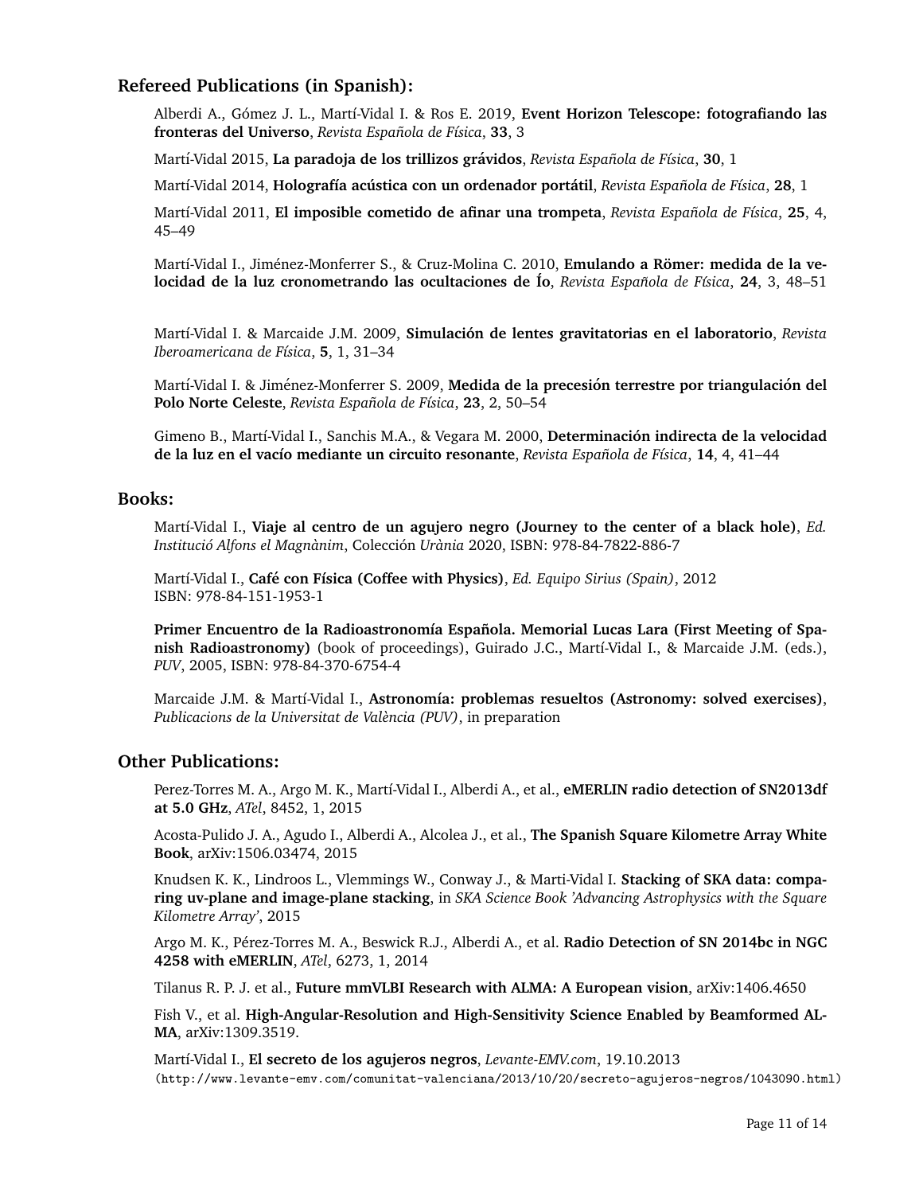## Refereed Publications (in Spanish):

Alberdi A., Gómez J. L., Martí-Vidal I. & Ros E. 2019, **Event Horizon Telescope: fotografiando las fronteras del Universo**, *Revista Española de Física*, **33**, 3

Martí-Vidal 2015, **La paradoja de los trillizos grávidos**, *Revista Española de Física*, **30**, 1

Martí-Vidal 2014, **Holografía acústica con un ordenador portátil**, *Revista Española de Física*, **28**, 1

Martí-Vidal 2011, **El imposible cometido de afinar una trompeta**, *Revista Española de Física*, **25**, 4, 45–49

Martí-Vidal I., Jiménez-Monferrer S., & Cruz-Molina C. 2010, **Emulando a Römer: medida de la velocidad de la luz cronometrando las ocultaciones de Ío**, *Revista Española de Física*, **24**, 3, 48–51

Martí-Vidal I. & Marcaide J.M. 2009, **Simulación de lentes gravitatorias en el laboratorio**, *Revista Iberoamericana de Física*, **5**, 1, 31–34

Martí-Vidal I. & Jiménez-Monferrer S. 2009, **Medida de la precesión terrestre por triangulación del Polo Norte Celeste**, *Revista Española de Física*, **23**, 2, 50–54

Gimeno B., Martí-Vidal I., Sanchis M.A., & Vegara M. 2000, **Determinación indirecta de la velocidad de la luz en el vacío mediante un circuito resonante**, *Revista Española de Física*, **14**, 4, 41–44

## Books:

Martí-Vidal I., **Viaje al centro de un agujero negro (Journey to the center of a black hole)**, *Ed. Institució Alfons el Magnànim*, Colección *Urània* 2020, ISBN: 978-84-7822-886-7

Martí-Vidal I., **Café con Física (Coffee with Physics)**, *Ed. Equipo Sirius (Spain)*, 2012
ISBN: 978-84-151-1953-1

**Primer Encuentro de la Radioastronomía Española. Memorial Lucas Lara (First Meeting of Spanish Radioastronomy)** (book of proceedings), Guirado J.C., Martí-Vidal I., & Marcaide J.M. (eds.), *PUV*, 2005, ISBN: 978-84-370-6754-4

Marcaide J.M. & Martí-Vidal I., **Astronomía: problemas resueltos (Astronomy: solved exercises)**, *Publicacions de la Universitat de València (PUV)*, in preparation

## Other Publications:

Perez-Torres M. A., Argo M. K., Martí-Vidal I., Alberdi A., et al., **eMERLIN radio detection of SN2013df at 5.0 GHz**, *ATel*, 8452, 1, 2015

Acosta-Pulido J. A., Agudo I., Alberdi A., Alcolea J., et al., **The Spanish Square Kilometre Array White Book**, arXiv:1506.03474, 2015

Knudsen K. K., Lindroos L., Vlemmings W., Conway J., & Marti-Vidal I. **Stacking of SKA data: comparing uv-plane and image-plane stacking**, in *SKA Science Book 'Advancing Astrophysics with the Square Kilometre Array'*, 2015

Argo M. K., Pérez-Torres M. A., Beswick R.J., Alberdi A., et al. **Radio Detection of SN 2014bc in NGC 4258 with eMERLIN**, *ATel*, 6273, 1, 2014

Tilanus R. P. J. et al., **Future mmVLBI Research with ALMA: A European vision**, arXiv:1406.4650

Fish V., et al. **High-Angular-Resolution and High-Sensitivity Science Enabled by Beamformed ALMA**, arXiv:1309.3519.

Martí-Vidal I., **El secreto de los agujeros negros**, *Levante-EMV.com*, 19.10.2013
(http://www.levante-emv.com/comunitat-valenciana/2013/10/20/secreto-agujeros-negros/1043090.html)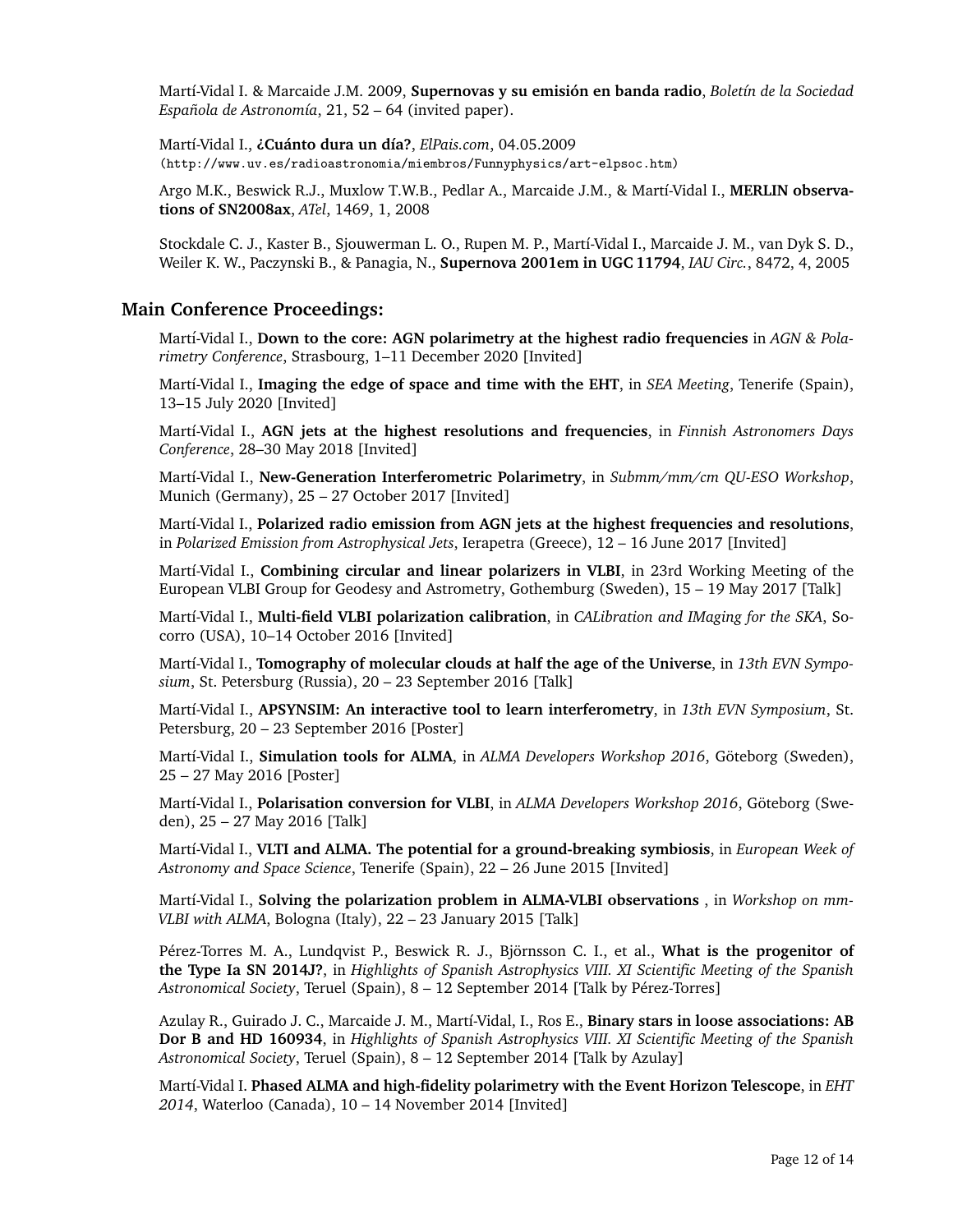Martí-Vidal I. & Marcaide J.M. 2009, **Supernovas y su emisión en banda radio**, *Boletín de la Sociedad Española de Astronomía*, 21, 52 – 64 (invited paper).

Martí-Vidal I., **¿Cuánto dura un día?**, *ElPais.com*, 04.05.2009
(http://www.uv.es/radioastronomia/miembros/Funnyphysics/art-elpsoc.htm)

Argo M.K., Beswick R.J., Muxlow T.W.B., Pedlar A., Marcaide J.M., & Martí-Vidal I., **MERLIN observations of SN2008ax**, *ATel*, 1469, 1, 2008

Stockdale C. J., Kaster B., Sjouwerman L. O., Rupen M. P., Martí-Vidal I., Marcaide J. M., van Dyk S. D., Weiler K. W., Paczynski B., & Panagia, N., **Supernova 2001em in UGC 11794**, *IAU Circ.*, 8472, 4, 2005

## Main Conference Proceedings:

Martí-Vidal I., **Down to the core: AGN polarimetry at the highest radio frequencies** in *AGN & Polarimetry Conference*, Strasbourg, 1–11 December 2020 [Invited]

Martí-Vidal I., **Imaging the edge of space and time with the EHT**, in *SEA Meeting*, Tenerife (Spain), 13–15 July 2020 [Invited]

Martí-Vidal I., **AGN jets at the highest resolutions and frequencies**, in *Finnish Astronomers Days Conference*, 28–30 May 2018 [Invited]

Martí-Vidal I., **New-Generation Interferometric Polarimetry**, in *Submm/mm/cm QU-ESO Workshop*, Munich (Germany), 25 – 27 October 2017 [Invited]

Martí-Vidal I., **Polarized radio emission from AGN jets at the highest frequencies and resolutions**, in *Polarized Emission from Astrophysical Jets*, Ierapetra (Greece), 12 – 16 June 2017 [Invited]

Martí-Vidal I., **Combining circular and linear polarizers in VLBI**, in 23rd Working Meeting of the European VLBI Group for Geodesy and Astrometry, Gothemburg (Sweden), 15 – 19 May 2017 [Talk]

Martí-Vidal I., **Multi-field VLBI polarization calibration**, in *CALibration and IMaging for the SKA*, Socorro (USA), 10–14 October 2016 [Invited]

Martí-Vidal I., **Tomography of molecular clouds at half the age of the Universe**, in *13th EVN Symposium*, St. Petersburg (Russia), 20 – 23 September 2016 [Talk]

Martí-Vidal I., **APSYNSIM: An interactive tool to learn interferometry**, in *13th EVN Symposium*, St. Petersburg, 20 – 23 September 2016 [Poster]

Martí-Vidal I., **Simulation tools for ALMA**, in *ALMA Developers Workshop 2016*, Göteborg (Sweden), 25 – 27 May 2016 [Poster]

Martí-Vidal I., **Polarisation conversion for VLBI**, in *ALMA Developers Workshop 2016*, Göteborg (Sweden), 25 – 27 May 2016 [Talk]

Martí-Vidal I., **VLTI and ALMA. The potential for a ground-breaking symbiosis**, in *European Week of Astronomy and Space Science*, Tenerife (Spain), 22 – 26 June 2015 [Invited]

Martí-Vidal I., **Solving the polarization problem in ALMA-VLBI observations** , in *Workshop on mm-VLBI with ALMA*, Bologna (Italy), 22 – 23 January 2015 [Talk]

Pérez-Torres M. A., Lundqvist P., Beswick R. J., Björnsson C. I., et al., **What is the progenitor of the Type Ia SN 2014J?**, in *Highlights of Spanish Astrophysics VIII. XI Scientific Meeting of the Spanish Astronomical Society*, Teruel (Spain), 8 – 12 September 2014 [Talk by Pérez-Torres]

Azulay R., Guirado J. C., Marcaide J. M., Martí-Vidal, I., Ros E., **Binary stars in loose associations: AB Dor B and HD 160934**, in *Highlights of Spanish Astrophysics VIII. XI Scientific Meeting of the Spanish Astronomical Society*, Teruel (Spain), 8 – 12 September 2014 [Talk by Azulay]

Martí-Vidal I. **Phased ALMA and high-fidelity polarimetry with the Event Horizon Telescope**, in *EHT 2014*, Waterloo (Canada), 10 – 14 November 2014 [Invited]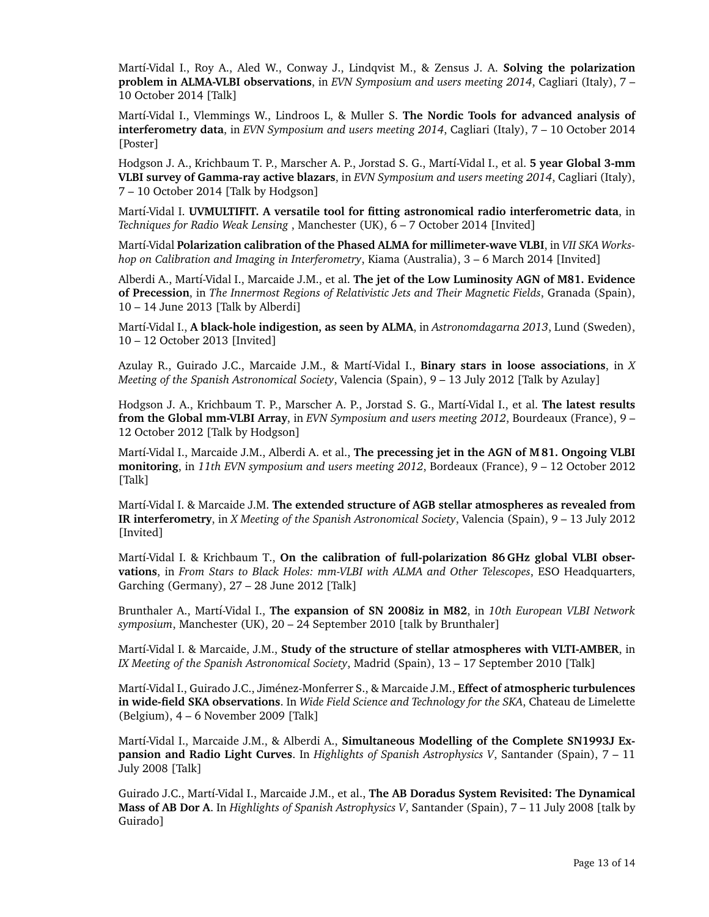Martí-Vidal I., Roy A., Aled W., Conway J., Lindqvist M., & Zensus J. A. **Solving the polarization problem in ALMA-VLBI observations**, in *EVN Symposium and users meeting 2014*, Cagliari (Italy), 7 – 10 October 2014 [Talk]

Martí-Vidal I., Vlemmings W., Lindroos L, & Muller S. **The Nordic Tools for advanced analysis of interferometry data**, in *EVN Symposium and users meeting 2014*, Cagliari (Italy), 7 – 10 October 2014 [Poster]

Hodgson J. A., Krichbaum T. P., Marscher A. P., Jorstad S. G., Martí-Vidal I., et al. **5 year Global 3-mm VLBI survey of Gamma-ray active blazars**, in *EVN Symposium and users meeting 2014*, Cagliari (Italy), 7 – 10 October 2014 [Talk by Hodgson]

Martí-Vidal I. **UVMULTIFIT. A versatile tool for fitting astronomical radio interferometric data**, in *Techniques for Radio Weak Lensing* , Manchester (UK), 6 – 7 October 2014 [Invited]

Martí-Vidal **Polarization calibration of the Phased ALMA for millimeter-wave VLBI**, in *VII SKA Workshop on Calibration and Imaging in Interferometry*, Kiama (Australia), 3 – 6 March 2014 [Invited]

Alberdi A., Martí-Vidal I., Marcaide J.M., et al. **The jet of the Low Luminosity AGN of M81. Evidence of Precession**, in *The Innermost Regions of Relativistic Jets and Their Magnetic Fields*, Granada (Spain), 10 – 14 June 2013 [Talk by Alberdi]

Martí-Vidal I., **A black-hole indigestion, as seen by ALMA**, in *Astronomdagarna 2013*, Lund (Sweden), 10 – 12 October 2013 [Invited]

Azulay R., Guirado J.C., Marcaide J.M., & Martí-Vidal I., **Binary stars in loose associations**, in *X Meeting of the Spanish Astronomical Society*, Valencia (Spain), 9 – 13 July 2012 [Talk by Azulay]

Hodgson J. A., Krichbaum T. P., Marscher A. P., Jorstad S. G., Martí-Vidal I., et al. **The latest results from the Global mm-VLBI Array**, in *EVN Symposium and users meeting 2012*, Bourdeaux (France), 9 – 12 October 2012 [Talk by Hodgson]

Martí-Vidal I., Marcaide J.M., Alberdi A. et al., **The precessing jet in the AGN of M 81. Ongoing VLBI monitoring**, in *11th EVN symposium and users meeting 2012*, Bordeaux (France), 9 – 12 October 2012 [Talk]

Martí-Vidal I. & Marcaide J.M. **The extended structure of AGB stellar atmospheres as revealed from IR interferometry**, in *X Meeting of the Spanish Astronomical Society*, Valencia (Spain), 9 – 13 July 2012 [Invited]

Martí-Vidal I. & Krichbaum T., **On the calibration of full-polarization 86 GHz global VLBI observations**, in *From Stars to Black Holes: mm-VLBI with ALMA and Other Telescopes*, ESO Headquarters, Garching (Germany), 27 – 28 June 2012 [Talk]

Brunthaler A., Martí-Vidal I., **The expansion of SN 2008iz in M82**, in *10th European VLBI Network symposium*, Manchester (UK), 20 – 24 September 2010 [talk by Brunthaler]

Martí-Vidal I. & Marcaide, J.M., **Study of the structure of stellar atmospheres with VLTI-AMBER**, in *IX Meeting of the Spanish Astronomical Society*, Madrid (Spain), 13 – 17 September 2010 [Talk]

Martí-Vidal I., Guirado J.C., Jiménez-Monferrer S., & Marcaide J.M., **Effect of atmospheric turbulences in wide-field SKA observations**. In *Wide Field Science and Technology for the SKA*, Chateau de Limelette (Belgium), 4 – 6 November 2009 [Talk]

Martí-Vidal I., Marcaide J.M., & Alberdi A., **Simultaneous Modelling of the Complete SN1993J Expansion and Radio Light Curves**. In *Highlights of Spanish Astrophysics V*, Santander (Spain), 7 – 11 July 2008 [Talk]

Guirado J.C., Martí-Vidal I., Marcaide J.M., et al., **The AB Doradus System Revisited: The Dynamical Mass of AB Dor A**. In *Highlights of Spanish Astrophysics V*, Santander (Spain), 7 – 11 July 2008 [talk by Guirado]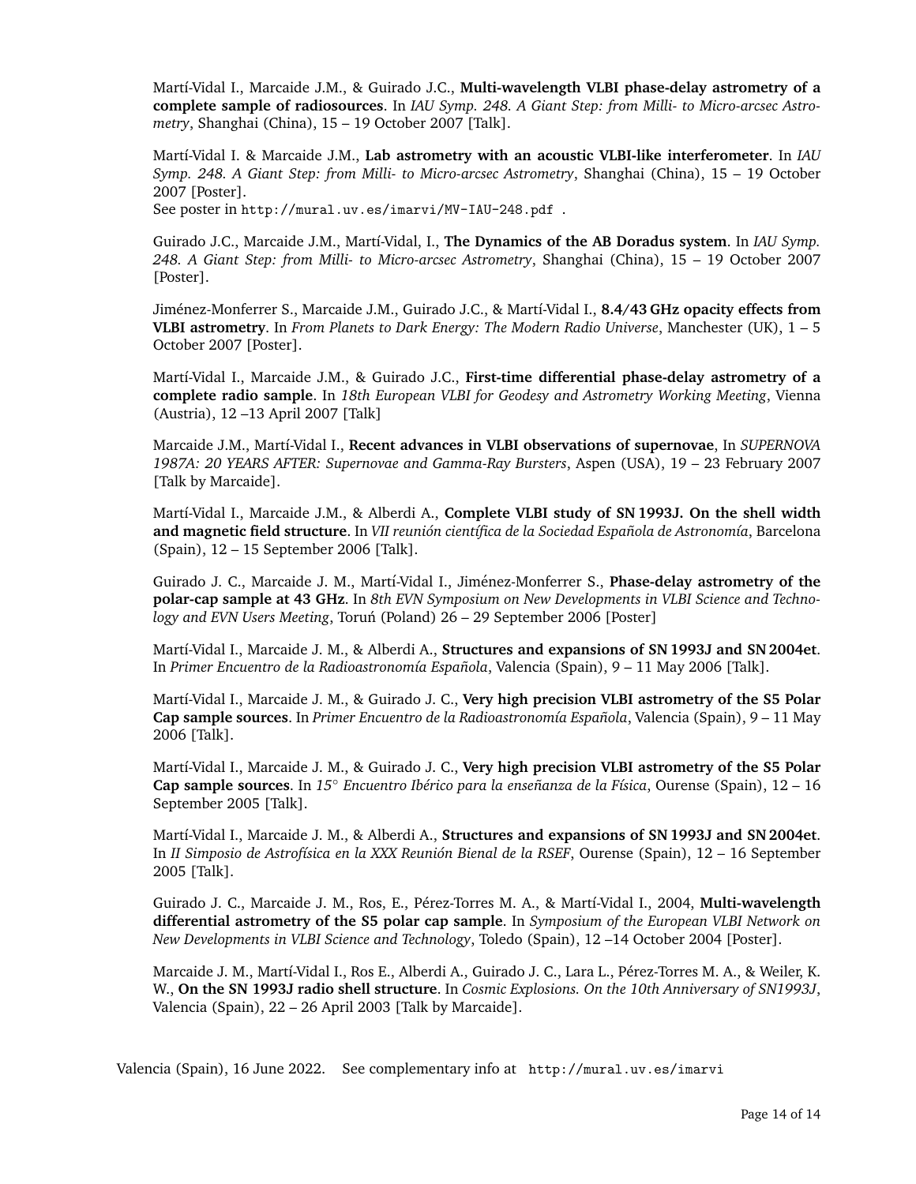Martí-Vidal I., Marcaide J.M., & Guirado J.C., **Multi-wavelength VLBI phase-delay astrometry of a complete sample of radiosources**. In *IAU Symp. 248. A Giant Step: from Milli- to Micro-arcsec Astrometry*, Shanghai (China), 15 – 19 October 2007 [Talk].

Martí-Vidal I. & Marcaide J.M., **Lab astrometry with an acoustic VLBI-like interferometer**. In *IAU Symp. 248. A Giant Step: from Milli- to Micro-arcsec Astrometry*, Shanghai (China), 15 – 19 October 2007 [Poster].
See poster in `http://mural.uv.es/imarvi/MV-IAU-248.pdf` .

Guirado J.C., Marcaide J.M., Martí-Vidal, I., **The Dynamics of the AB Doradus system**. In *IAU Symp. 248. A Giant Step: from Milli- to Micro-arcsec Astrometry*, Shanghai (China), 15 – 19 October 2007 [Poster].

Jiménez-Monferrer S., Marcaide J.M., Guirado J.C., & Martí-Vidal I., **8.4/43 GHz opacity effects from VLBI astrometry**. In *From Planets to Dark Energy: The Modern Radio Universe*, Manchester (UK), 1 – 5 October 2007 [Poster].

Martí-Vidal I., Marcaide J.M., & Guirado J.C., **First-time differential phase-delay astrometry of a complete radio sample**. In *18th European VLBI for Geodesy and Astrometry Working Meeting*, Vienna (Austria), 12 –13 April 2007 [Talk]

Marcaide J.M., Martí-Vidal I., **Recent advances in VLBI observations of supernovae**, In *SUPERNOVA 1987A: 20 YEARS AFTER: Supernovae and Gamma-Ray Bursters*, Aspen (USA), 19 – 23 February 2007 [Talk by Marcaide].

Martí-Vidal I., Marcaide J.M., & Alberdi A., **Complete VLBI study of SN 1993J. On the shell width and magnetic field structure**. In *VII reunión científica de la Sociedad Española de Astronomía*, Barcelona (Spain), 12 – 15 September 2006 [Talk].

Guirado J. C., Marcaide J. M., Martí-Vidal I., Jiménez-Monferrer S., **Phase-delay astrometry of the polar-cap sample at 43 GHz**. In *8th EVN Symposium on New Developments in VLBI Science and Technology and EVN Users Meeting*, Toruń (Poland) 26 – 29 September 2006 [Poster]

Martí-Vidal I., Marcaide J. M., & Alberdi A., **Structures and expansions of SN 1993J and SN 2004et**. In *Primer Encuentro de la Radioastronomía Española*, Valencia (Spain), 9 – 11 May 2006 [Talk].

Martí-Vidal I., Marcaide J. M., & Guirado J. C., **Very high precision VLBI astrometry of the S5 Polar Cap sample sources**. In *Primer Encuentro de la Radioastronomía Española*, Valencia (Spain), 9 – 11 May 2006 [Talk].

Martí-Vidal I., Marcaide J. M., & Guirado J. C., **Very high precision VLBI astrometry of the S5 Polar Cap sample sources**. In *15° Encuentro Ibérico para la enseñanza de la Física*, Ourense (Spain), 12 – 16 September 2005 [Talk].

Martí-Vidal I., Marcaide J. M., & Alberdi A., **Structures and expansions of SN 1993J and SN 2004et**. In *II Simposio de Astrofísica en la XXX Reunión Bienal de la RSEF*, Ourense (Spain), 12 – 16 September 2005 [Talk].

Guirado J. C., Marcaide J. M., Ros, E., Pérez-Torres M. A., & Martí-Vidal I., 2004, **Multi-wavelength differential astrometry of the S5 polar cap sample**. In *Symposium of the European VLBI Network on New Developments in VLBI Science and Technology*, Toledo (Spain), 12 –14 October 2004 [Poster].

Marcaide J. M., Martí-Vidal I., Ros E., Alberdi A., Guirado J. C., Lara L., Pérez-Torres M. A., & Weiler, K. W., **On the SN 1993J radio shell structure**. In *Cosmic Explosions. On the 10th Anniversary of SN1993J*, Valencia (Spain), 22 – 26 April 2003 [Talk by Marcaide].

Valencia (Spain), 16 June 2022. See complementary info at `http://mural.uv.es/imarvi`